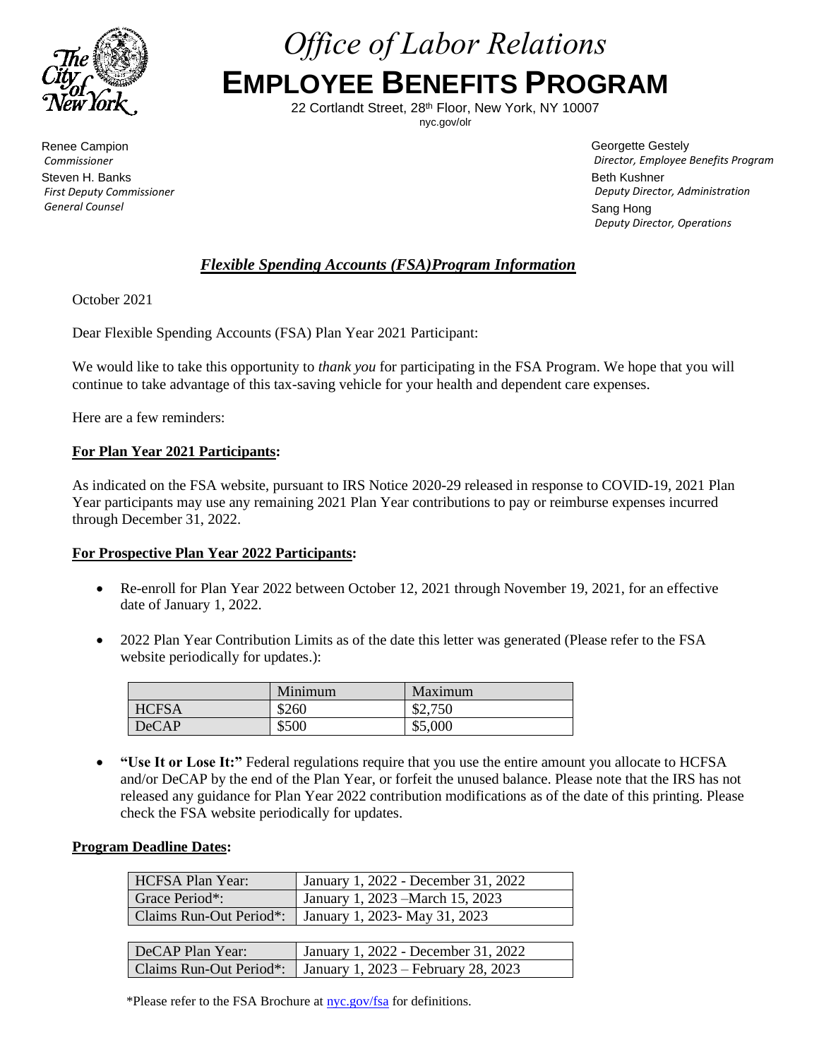# *Office of Labor Relations*

# EMPLOYEE BENEFITS PROGRAM

22 Cortlandt Street, 28th Floor, New York, NY 10007
nyc.gov/olr

Renee Campion
*Commissioner*
Steven H. Banks
*First Deputy Commissioner*
*General Counsel*

Georgette Gestely
*Director, Employee Benefits Program*
Beth Kushner
*Deputy Director, Administration*
Sang Hong
*Deputy Director, Operations*

## ***Flexible Spending Accounts (FSA)Program Information***

October 2021

Dear Flexible Spending Accounts (FSA) Plan Year 2021 Participant:

We would like to take this opportunity to *thank you* for participating in the FSA Program. We hope that you will continue to take advantage of this tax-saving vehicle for your health and dependent care expenses.

Here are a few reminders:

**For Plan Year 2021 Participants:**

As indicated on the FSA website, pursuant to IRS Notice 2020-29 released in response to COVID-19, 2021 Plan Year participants may use any remaining 2021 Plan Year contributions to pay or reimburse expenses incurred through December 31, 2022.

**For Prospective Plan Year 2022 Participants:**

- Re-enroll for Plan Year 2022 between October 12, 2021 through November 19, 2021, for an effective date of January 1, 2022.
- 2022 Plan Year Contribution Limits as of the date this letter was generated (Please refer to the FSA website periodically for updates.):

| | Minimum | Maximum |
|---|---|---|
| HCFSA | $260 | $2,750 |
| DeCAP | $500 | $5,000 |

- **"Use It or Lose It:"** Federal regulations require that you use the entire amount you allocate to HCFSA and/or DeCAP by the end of the Plan Year, or forfeit the unused balance. Please note that the IRS has not released any guidance for Plan Year 2022 contribution modifications as of the date of this printing. Please check the FSA website periodically for updates.

**Program Deadline Dates:**

| | |
|---|---|
| HCFSA Plan Year: | January 1, 2022 - December 31, 2022 |
| Grace Period*: | January 1, 2023 –March 15, 2023 |
| Claims Run-Out Period*: | January 1, 2023- May 31, 2023 |

| | |
|---|---|
| DeCAP Plan Year: | January 1, 2022 - December 31, 2022 |
| Claims Run-Out Period*: | January 1, 2023 – February 28, 2023 |

*Please refer to the FSA Brochure at nyc.gov/fsa for definitions.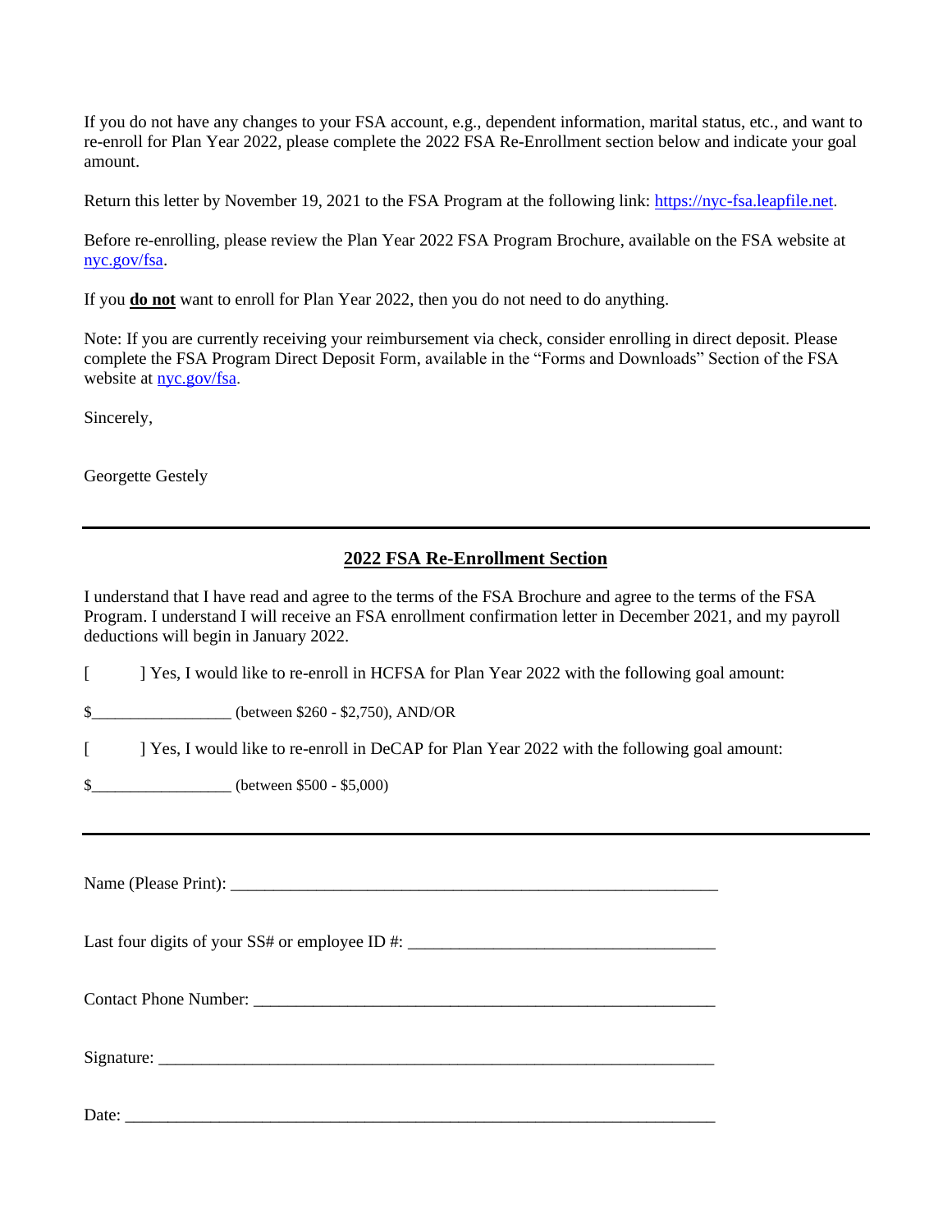If you do not have any changes to your FSA account, e.g., dependent information, marital status, etc., and want to re-enroll for Plan Year 2022, please complete the 2022 FSA Re-Enrollment section below and indicate your goal amount.

Return this letter by November 19, 2021 to the FSA Program at the following link: https://nyc-fsa.leapfile.net.

Before re-enrolling, please review the Plan Year 2022 FSA Program Brochure, available on the FSA website at nyc.gov/fsa.

If you **do not** want to enroll for Plan Year 2022, then you do not need to do anything.

Note: If you are currently receiving your reimbursement via check, consider enrolling in direct deposit. Please complete the FSA Program Direct Deposit Form, available in the "Forms and Downloads" Section of the FSA website at nyc.gov/fsa.

Sincerely,

Georgette Gestely

---

## 2022 FSA Re-Enrollment Section

I understand that I have read and agree to the terms of the FSA Brochure and agree to the terms of the FSA Program. I understand I will receive an FSA enrollment confirmation letter in December 2021, and my payroll deductions will begin in January 2022.

[     ] Yes, I would like to re-enroll in HCFSA for Plan Year 2022 with the following goal amount:

$_________________ (between $260 - $2,750), AND/OR

[     ] Yes, I would like to re-enroll in DeCAP for Plan Year 2022 with the following goal amount:

$_________________ (between $500 - $5,000)

---

Name (Please Print): ____________________________________________________________

Last four digits of your SS# or employee ID #: ______________________________________

Contact Phone Number: ________________________________________________________

Signature: ___________________________________________________________________

Date: _______________________________________________________________________